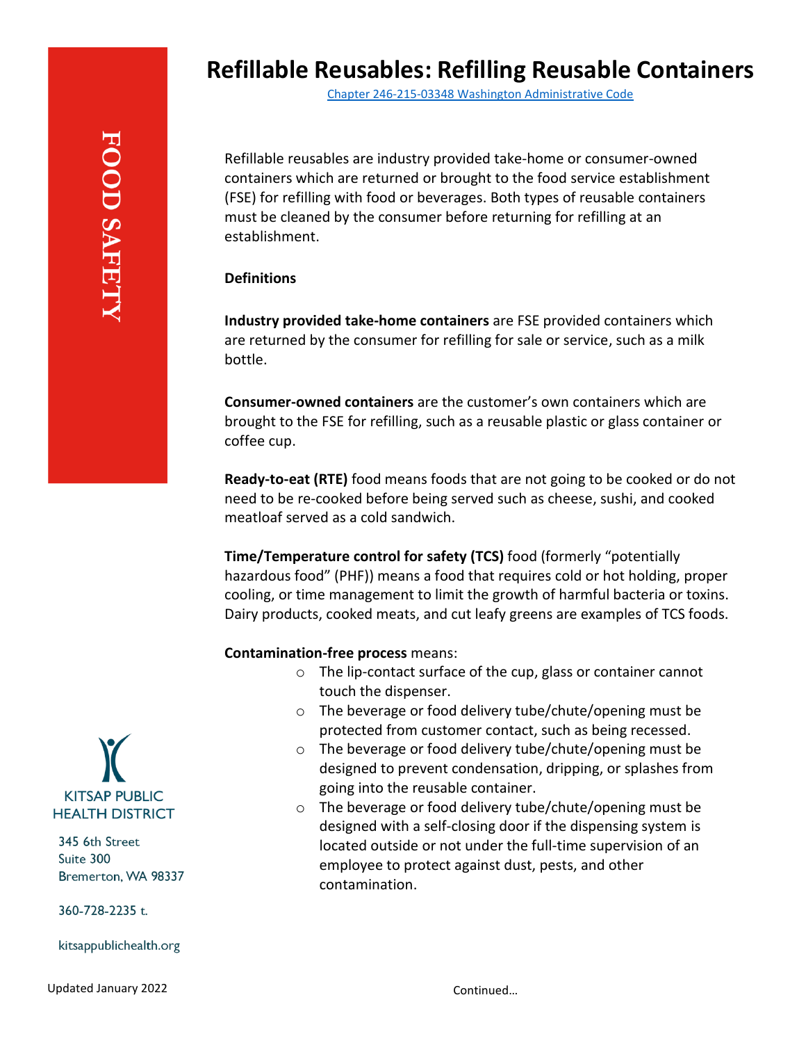FOOD SAFETY

# Refillable Reusables: Refilling Reusable Containers

[Chapter 246-215-03348 Washington Administrative Code]

Refillable reusables are industry provided take-home or consumer-owned containers which are returned or brought to the food service establishment (FSE) for refilling with food or beverages. Both types of reusable containers must be cleaned by the consumer before returning for refilling at an establishment.

**Definitions**

**Industry provided take-home containers** are FSE provided containers which are returned by the consumer for refilling for sale or service, such as a milk bottle.

**Consumer-owned containers** are the customer's own containers which are brought to the FSE for refilling, such as a reusable plastic or glass container or coffee cup.

**Ready-to-eat (RTE)** food means foods that are not going to be cooked or do not need to be re-cooked before being served such as cheese, sushi, and cooked meatloaf served as a cold sandwich.

**Time/Temperature control for safety (TCS)** food (formerly "potentially hazardous food" (PHF)) means a food that requires cold or hot holding, proper cooling, or time management to limit the growth of harmful bacteria or toxins. Dairy products, cooked meats, and cut leafy greens are examples of TCS foods.

**Contamination-free process** means:

- The lip-contact surface of the cup, glass or container cannot touch the dispenser.
- The beverage or food delivery tube/chute/opening must be protected from customer contact, such as being recessed.
- The beverage or food delivery tube/chute/opening must be designed to prevent condensation, dripping, or splashes from going into the reusable container.
- The beverage or food delivery tube/chute/opening must be designed with a self-closing door if the dispensing system is located outside or not under the full-time supervision of an employee to protect against dust, pests, and other contamination.

KITSAP PUBLIC HEALTH DISTRICT

345 6th Street
Suite 300
Bremerton, WA 98337

360-728-2235 t.

kitsappublichealth.org

Updated January 2022

Continued…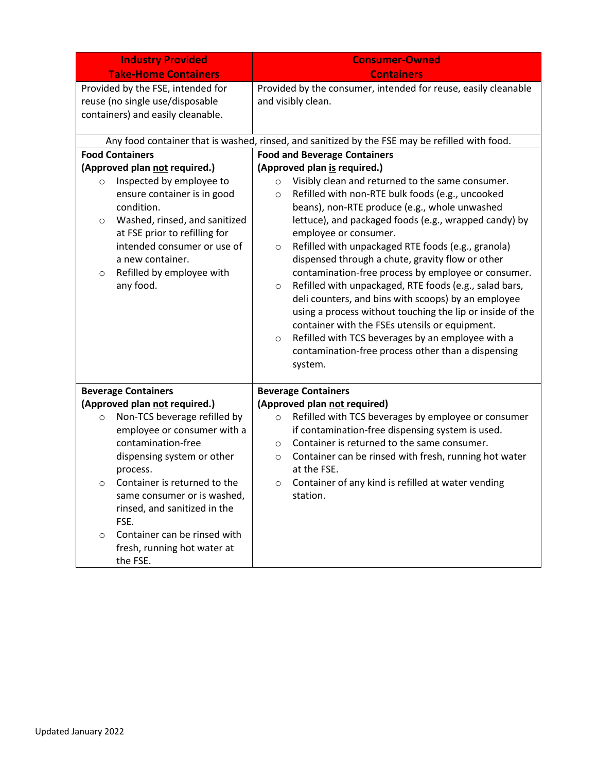| Industry Provided Take-Home Containers | Consumer-Owned Containers |
|---|---|
| Provided by the FSE, intended for reuse (no single use/disposable containers) and easily cleanable. | Provided by the consumer, intended for reuse, easily cleanable and visibly clean. |
| Any food container that is washed, rinsed, and sanitized by the FSE may be refilled with food. | |
| **Food Containers** <br> **(Approved plan <u>not</u> required.)** <br> ○ Inspected by employee to ensure container is in good condition. <br> ○ Washed, rinsed, and sanitized at FSE prior to refilling for intended consumer or use of a new container. <br> ○ Refilled by employee with any food. | **Food and Beverage Containers** <br> **(Approved plan <u>is</u> required.)** <br> ○ Visibly clean and returned to the same consumer. <br> ○ Refilled with non-RTE bulk foods (e.g., uncooked beans), non-RTE produce (e.g., whole unwashed lettuce), and packaged foods (e.g., wrapped candy) by employee or consumer. <br> ○ Refilled with unpackaged RTE foods (e.g., granola) dispensed through a chute, gravity flow or other contamination-free process by employee or consumer. <br> ○ Refilled with unpackaged, RTE foods (e.g., salad bars, deli counters, and bins with scoops) by an employee using a process without touching the lip or inside of the container with the FSEs utensils or equipment. <br> ○ Refilled with TCS beverages by an employee with a contamination-free process other than a dispensing system. |
| **Beverage Containers** <br> **(Approved plan <u>not</u> required.)** <br> ○ Non-TCS beverage refilled by employee or consumer with a contamination-free dispensing system or other process. <br> ○ Container is returned to the same consumer or is washed, rinsed, and sanitized in the FSE. <br> ○ Container can be rinsed with fresh, running hot water at the FSE. | **Beverage Containers** <br> **(Approved plan <u>not</u> required)** <br> ○ Refilled with TCS beverages by employee or consumer if contamination-free dispensing system is used. <br> ○ Container is returned to the same consumer. <br> ○ Container can be rinsed with fresh, running hot water at the FSE. <br> ○ Container of any kind is refilled at water vending station. |

Updated January 2022